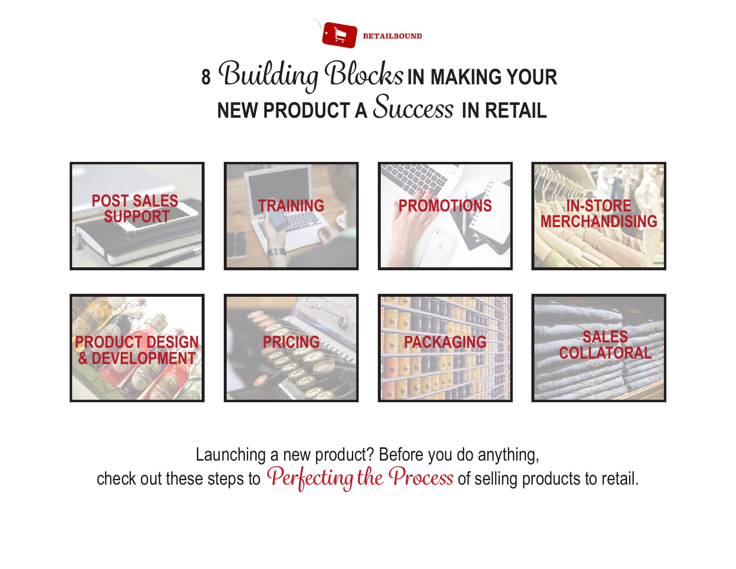RETAILBOUND

# 8 Building Blocks IN MAKING YOUR NEW PRODUCT A Success IN RETAIL

POST SALES SUPPORT

TRAINING

PROMOTIONS

IN-STORE MERCHANDISING

PRODUCT DESIGN & DEVELOPMENT

PRICING

PACKAGING

SALES COLLATORAL

Launching a new product? Before you do anything, check out these steps to *Perfecting the Process* of selling products to retail.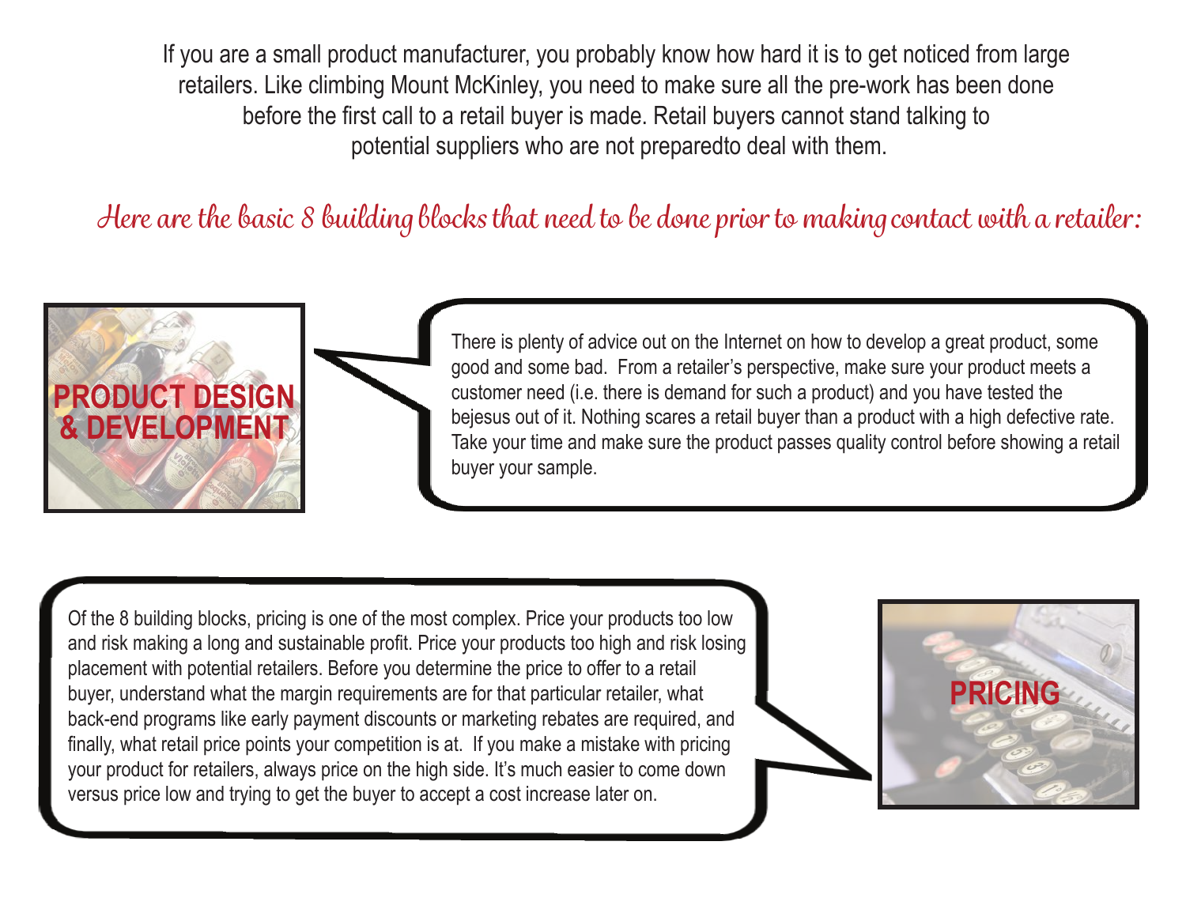If you are a small product manufacturer, you probably know how hard it is to get noticed from large retailers. Like climbing Mount McKinley, you need to make sure all the pre-work has been done before the first call to a retail buyer is made. Retail buyers cannot stand talking to potential suppliers who are not preparedto deal with them.

## *Here are the basic 8 building blocks that need to be done prior to making contact with a retailer:*

### PRODUCT DESIGN & DEVELOPMENT

There is plenty of advice out on the Internet on how to develop a great product, some good and some bad. From a retailer's perspective, make sure your product meets a customer need (i.e. there is demand for such a product) and you have tested the bejesus out of it. Nothing scares a retail buyer than a product with a high defective rate. Take your time and make sure the product passes quality control before showing a retail buyer your sample.

### PRICING

Of the 8 building blocks, pricing is one of the most complex. Price your products too low and risk making a long and sustainable profit. Price your products too high and risk losing placement with potential retailers. Before you determine the price to offer to a retail buyer, understand what the margin requirements are for that particular retailer, what back-end programs like early payment discounts or marketing rebates are required, and finally, what retail price points your competition is at. If you make a mistake with pricing your product for retailers, always price on the high side. It's much easier to come down versus price low and trying to get the buyer to accept a cost increase later on.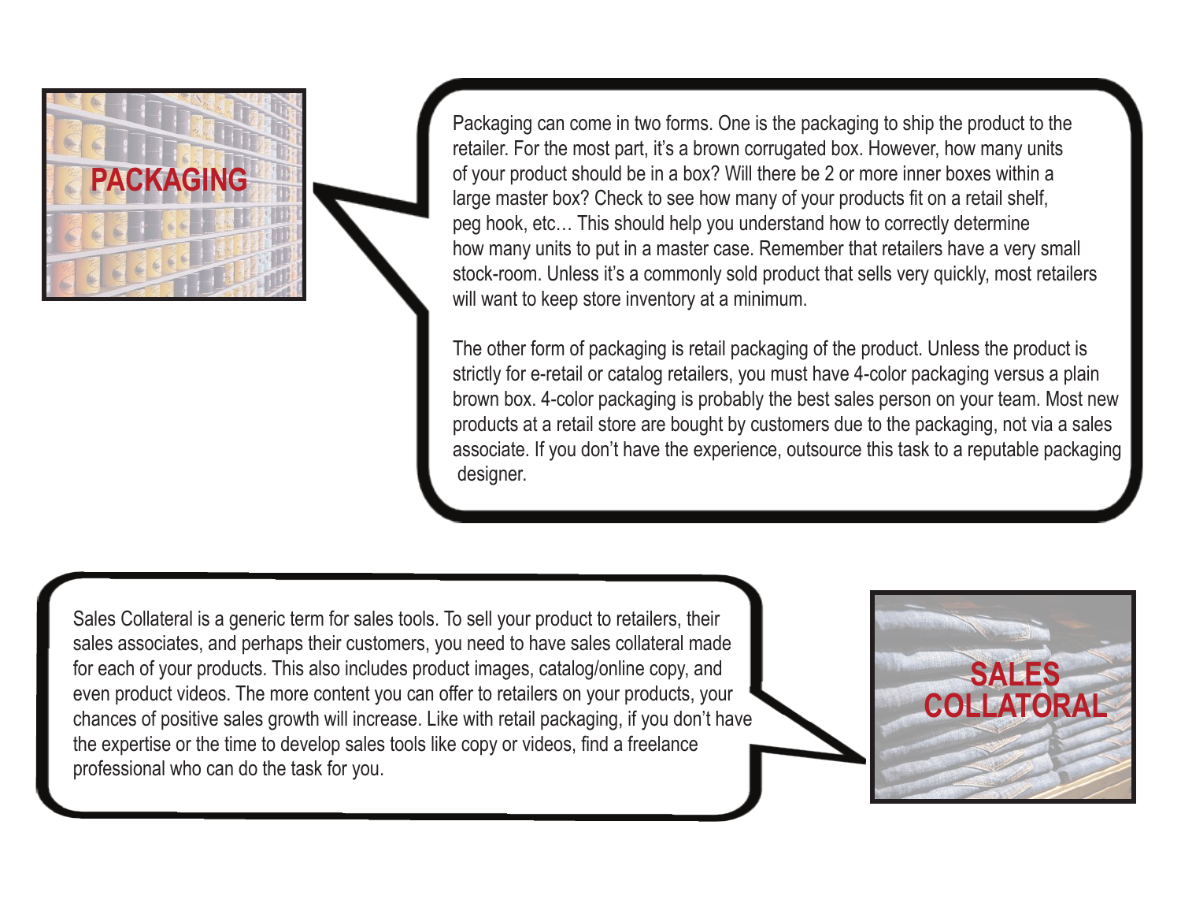## PACKAGING

Packaging can come in two forms. One is the packaging to ship the product to the retailer. For the most part, it's a brown corrugated box. However, how many units of your product should be in a box? Will there be 2 or more inner boxes within a large master box? Check to see how many of your products fit on a retail shelf, peg hook, etc… This should help you understand how to correctly determine how many units to put in a master case. Remember that retailers have a very small stock-room. Unless it's a commonly sold product that sells very quickly, most retailers will want to keep store inventory at a minimum.

The other form of packaging is retail packaging of the product. Unless the product is strictly for e-retail or catalog retailers, you must have 4-color packaging versus a plain brown box. 4-color packaging is probably the best sales person on your team. Most new products at a retail store are bought by customers due to the packaging, not via a sales associate. If you don't have the experience, outsource this task to a reputable packaging designer.

## SALES COLLATORAL

Sales Collateral is a generic term for sales tools. To sell your product to retailers, their sales associates, and perhaps their customers, you need to have sales collateral made for each of your products. This also includes product images, catalog/online copy, and even product videos. The more content you can offer to retailers on your products, your chances of positive sales growth will increase. Like with retail packaging, if you don't have the expertise or the time to develop sales tools like copy or videos, find a freelance professional who can do the task for you.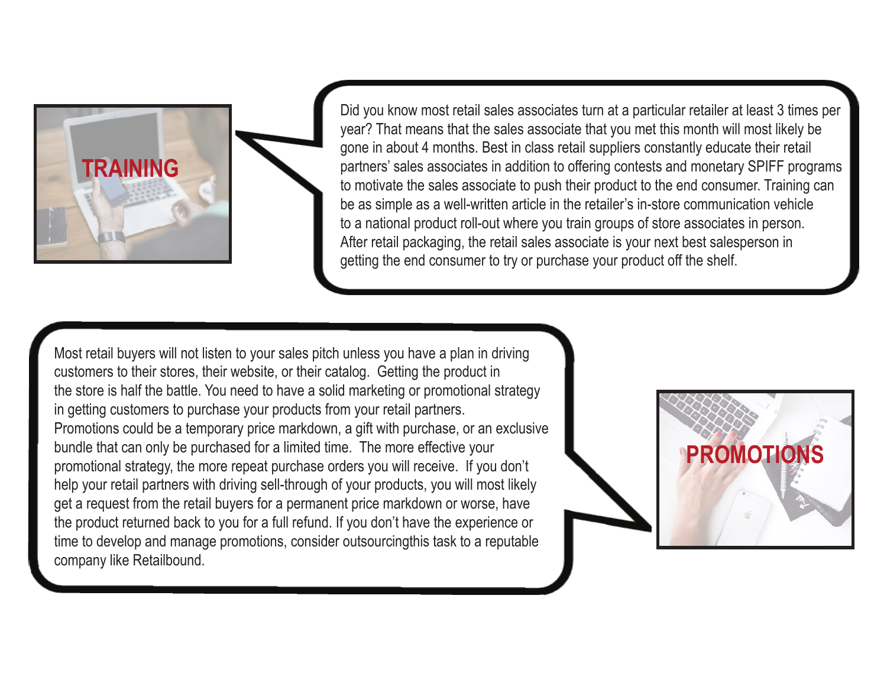## TRAINING

Did you know most retail sales associates turn at a particular retailer at least 3 times per year? That means that the sales associate that you met this month will most likely be gone in about 4 months. Best in class retail suppliers constantly educate their retail partners' sales associates in addition to offering contests and monetary SPIFF programs to motivate the sales associate to push their product to the end consumer. Training can be as simple as a well-written article in the retailer's in-store communication vehicle to a national product roll-out where you train groups of store associates in person. After retail packaging, the retail sales associate is your next best salesperson in getting the end consumer to try or purchase your product off the shelf.

## PROMOTIONS

Most retail buyers will not listen to your sales pitch unless you have a plan in driving customers to their stores, their website, or their catalog. Getting the product in the store is half the battle. You need to have a solid marketing or promotional strategy in getting customers to purchase your products from your retail partners. Promotions could be a temporary price markdown, a gift with purchase, or an exclusive bundle that can only be purchased for a limited time. The more effective your promotional strategy, the more repeat purchase orders you will receive. If you don't help your retail partners with driving sell-through of your products, you will most likely get a request from the retail buyers for a permanent price markdown or worse, have the product returned back to you for a full refund. If you don't have the experience or time to develop and manage promotions, consider outsourcingthis task to a reputable company like Retailbound.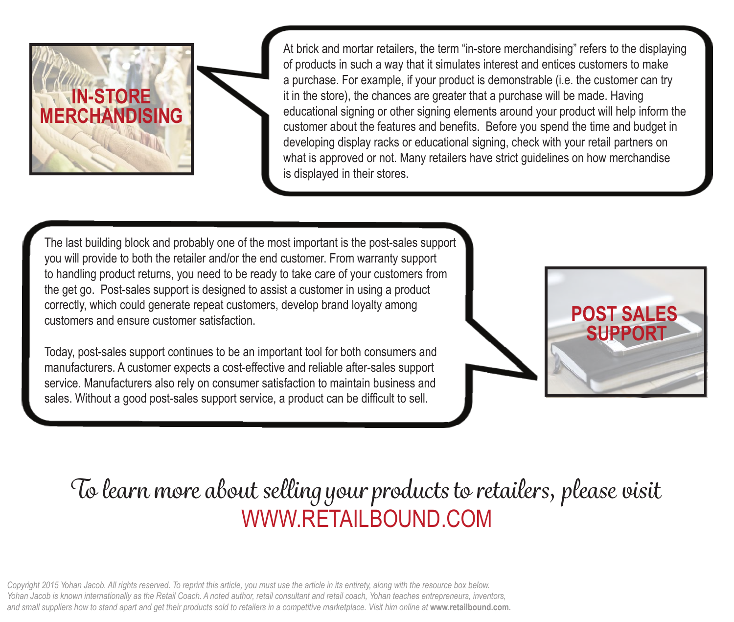## IN-STORE MERCHANDISING

At brick and mortar retailers, the term "in-store merchandising" refers to the displaying of products in such a way that it simulates interest and entices customers to make a purchase. For example, if your product is demonstrable (i.e. the customer can try it in the store), the chances are greater that a purchase will be made. Having educational signing or other signing elements around your product will help inform the customer about the features and benefits. Before you spend the time and budget in developing display racks or educational signing, check with your retail partners on what is approved or not. Many retailers have strict guidelines on how merchandise is displayed in their stores.

## POST SALES SUPPORT

The last building block and probably one of the most important is the post-sales support you will provide to both the retailer and/or the end customer. From warranty support to handling product returns, you need to be ready to take care of your customers from the get go. Post-sales support is designed to assist a customer in using a product correctly, which could generate repeat customers, develop brand loyalty among customers and ensure customer satisfaction.

Today, post-sales support continues to be an important tool for both consumers and manufacturers. A customer expects a cost-effective and reliable after-sales support service. Manufacturers also rely on consumer satisfaction to maintain business and sales. Without a good post-sales support service, a product can be difficult to sell.

*To learn more about selling your products to retailers, please visit*
WWW.RETAILBOUND.COM

*Copyright 2015 Yohan Jacob. All rights reserved. To reprint this article, you must use the article in its entirety, along with the resource box below. Yohan Jacob is known internationally as the Retail Coach. A noted author, retail consultant and retail coach, Yohan teaches entrepreneurs, inventors, and small suppliers how to stand apart and get their products sold to retailers in a competitive marketplace. Visit him online at* **www.retailbound.com.**